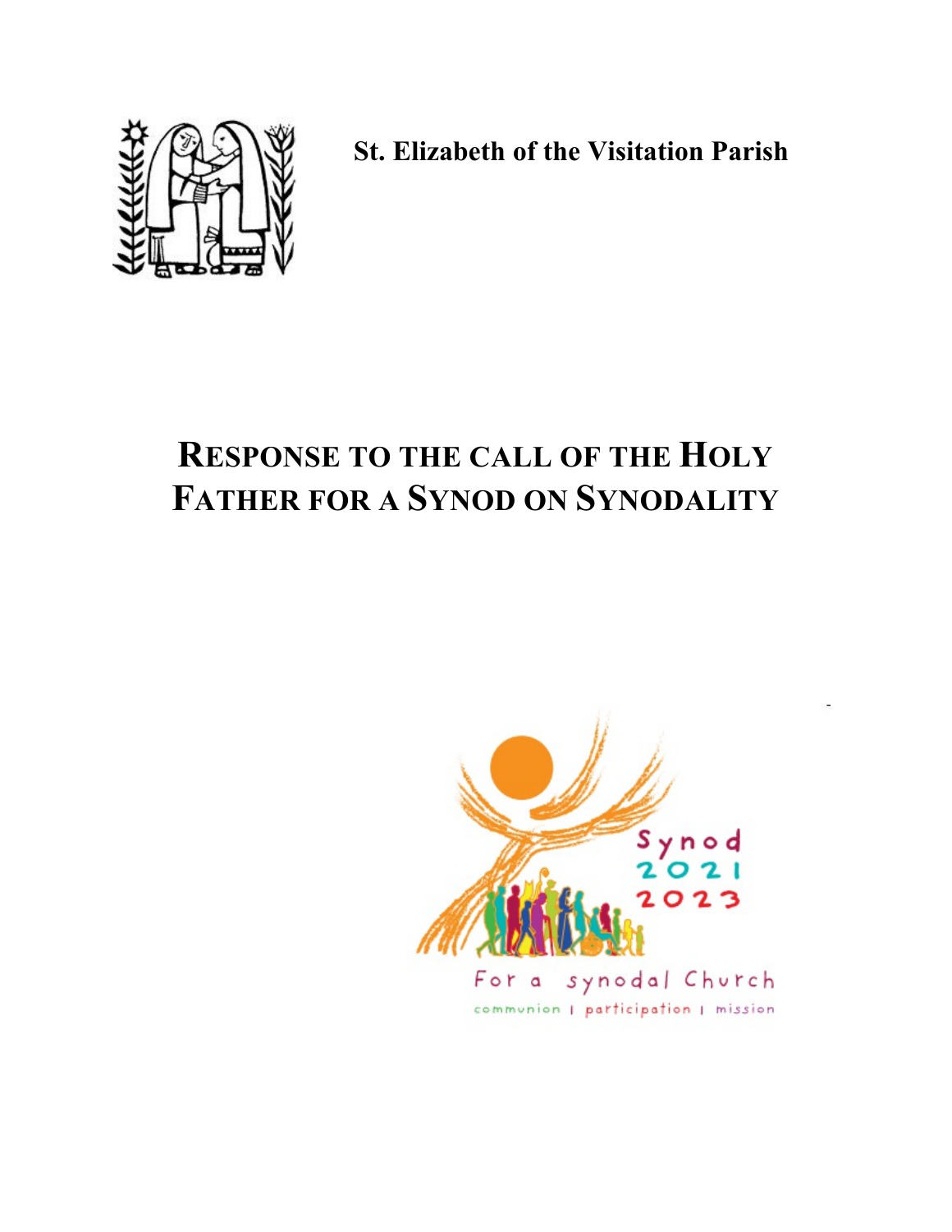**St. Elizabeth of the Visitation Parish**

# RESPONSE TO THE CALL OF THE HOLY FATHER FOR A SYNOD ON SYNODALITY

Synod 2021 2023

For a synodal Church

communion | participation | mission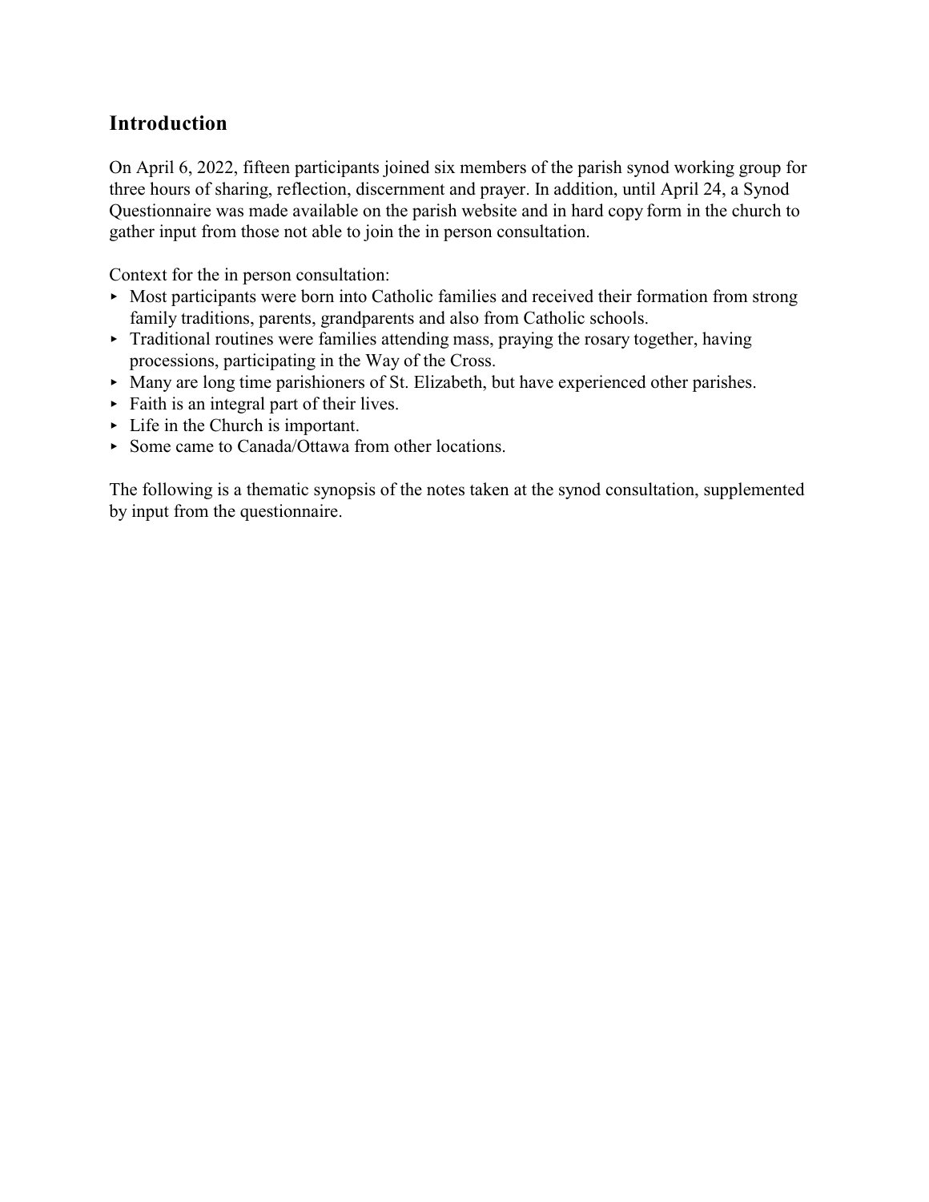## Introduction

On April 6, 2022, fifteen participants joined six members of the parish synod working group for three hours of sharing, reflection, discernment and prayer. In addition, until April 24, a Synod Questionnaire was made available on the parish website and in hard copy form in the church to gather input from those not able to join the in person consultation.

Context for the in person consultation:

- Most participants were born into Catholic families and received their formation from strong family traditions, parents, grandparents and also from Catholic schools.
- Traditional routines were families attending mass, praying the rosary together, having processions, participating in the Way of the Cross.
- Many are long time parishioners of St. Elizabeth, but have experienced other parishes.
- Faith is an integral part of their lives.
- Life in the Church is important.
- Some came to Canada/Ottawa from other locations.

The following is a thematic synopsis of the notes taken at the synod consultation, supplemented by input from the questionnaire.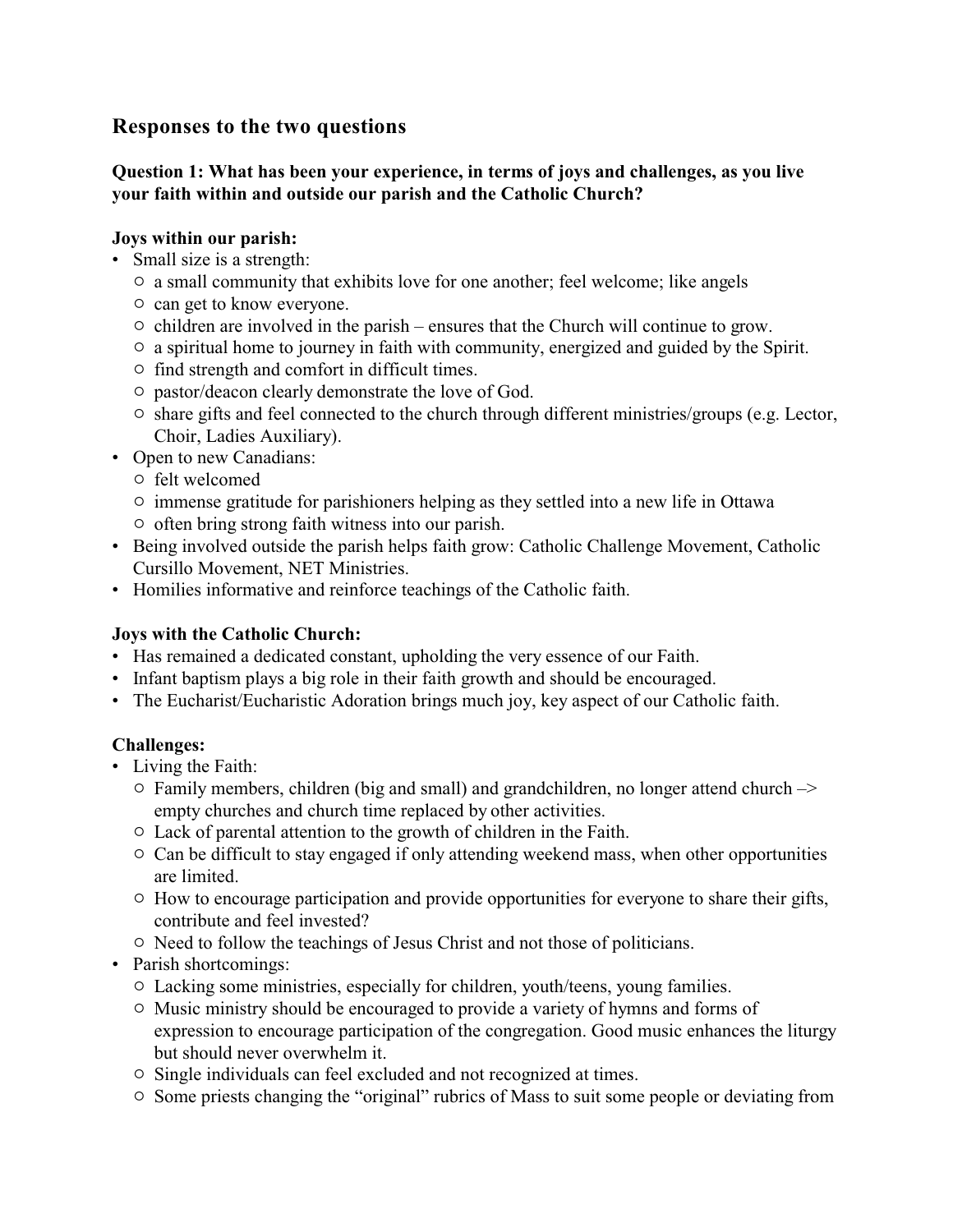## Responses to the two questions

### Question 1: What has been your experience, in terms of joys and challenges, as you live your faith within and outside our parish and the Catholic Church?

**Joys within our parish:**

- Small size is a strength:
  - a small community that exhibits love for one another; feel welcome; like angels
  - can get to know everyone.
  - children are involved in the parish – ensures that the Church will continue to grow.
  - a spiritual home to journey in faith with community, energized and guided by the Spirit.
  - find strength and comfort in difficult times.
  - pastor/deacon clearly demonstrate the love of God.
  - share gifts and feel connected to the church through different ministries/groups (e.g. Lector, Choir, Ladies Auxiliary).
- Open to new Canadians:
  - felt welcomed
  - immense gratitude for parishioners helping as they settled into a new life in Ottawa
  - often bring strong faith witness into our parish.
- Being involved outside the parish helps faith grow: Catholic Challenge Movement, Catholic Cursillo Movement, NET Ministries.
- Homilies informative and reinforce teachings of the Catholic faith.

**Joys with the Catholic Church:**

- Has remained a dedicated constant, upholding the very essence of our Faith.
- Infant baptism plays a big role in their faith growth and should be encouraged.
- The Eucharist/Eucharistic Adoration brings much joy, key aspect of our Catholic faith.

**Challenges:**

- Living the Faith:
  - Family members, children (big and small) and grandchildren, no longer attend church –> empty churches and church time replaced by other activities.
  - Lack of parental attention to the growth of children in the Faith.
  - Can be difficult to stay engaged if only attending weekend mass, when other opportunities are limited.
  - How to encourage participation and provide opportunities for everyone to share their gifts, contribute and feel invested?
  - Need to follow the teachings of Jesus Christ and not those of politicians.
- Parish shortcomings:
  - Lacking some ministries, especially for children, youth/teens, young families.
  - Music ministry should be encouraged to provide a variety of hymns and forms of expression to encourage participation of the congregation. Good music enhances the liturgy but should never overwhelm it.
  - Single individuals can feel excluded and not recognized at times.
  - Some priests changing the "original" rubrics of Mass to suit some people or deviating from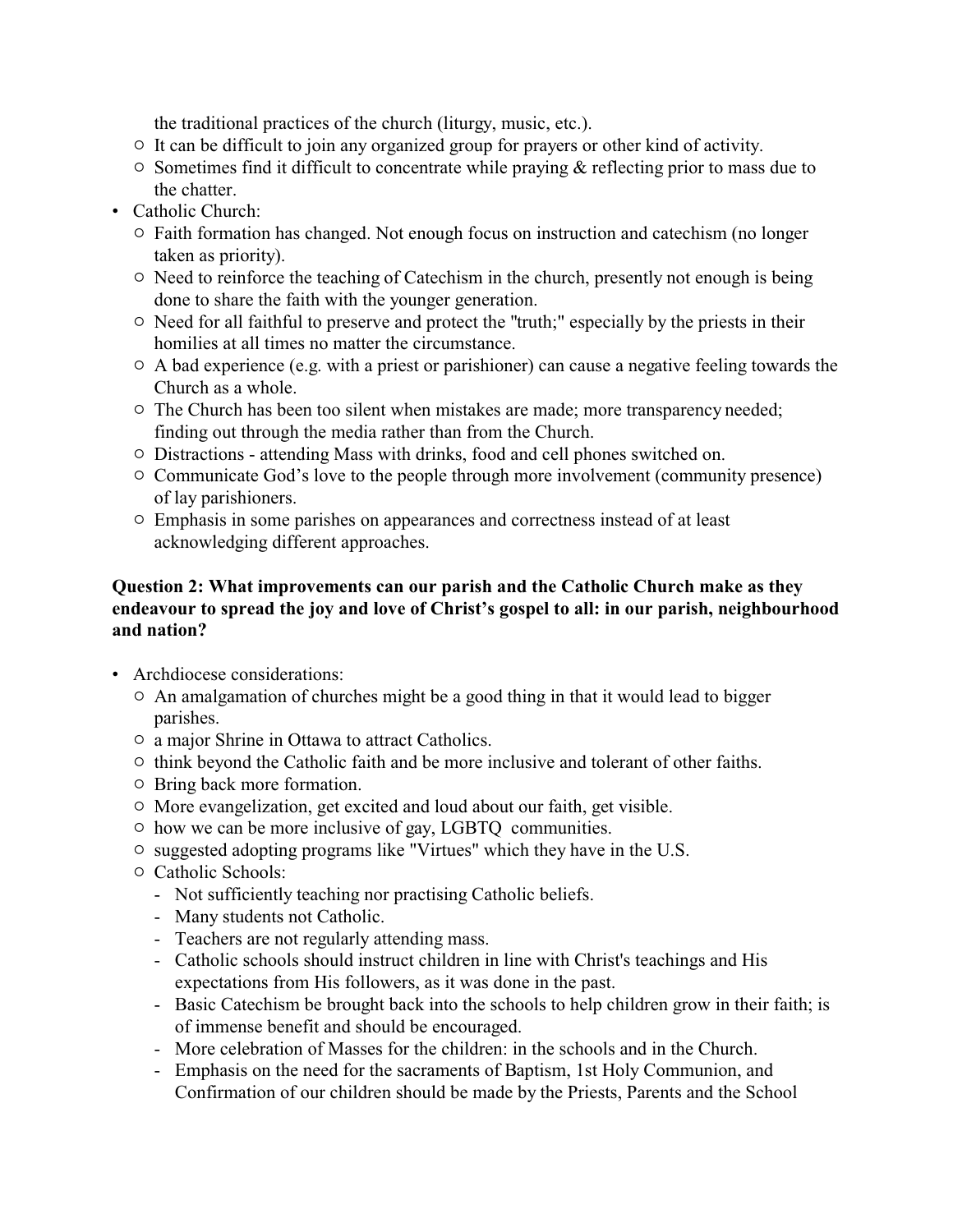the traditional practices of the church (liturgy, music, etc.).
  - It can be difficult to join any organized group for prayers or other kind of activity.
  - Sometimes find it difficult to concentrate while praying & reflecting prior to mass due to the chatter.
- Catholic Church:
  - Faith formation has changed. Not enough focus on instruction and catechism (no longer taken as priority).
  - Need to reinforce the teaching of Catechism in the church, presently not enough is being done to share the faith with the younger generation.
  - Need for all faithful to preserve and protect the "truth;" especially by the priests in their homilies at all times no matter the circumstance.
  - A bad experience (e.g. with a priest or parishioner) can cause a negative feeling towards the Church as a whole.
  - The Church has been too silent when mistakes are made; more transparency needed; finding out through the media rather than from the Church.
  - Distractions - attending Mass with drinks, food and cell phones switched on.
  - Communicate God's love to the people through more involvement (community presence) of lay parishioners.
  - Emphasis in some parishes on appearances and correctness instead of at least acknowledging different approaches.

**Question 2: What improvements can our parish and the Catholic Church make as they endeavour to spread the joy and love of Christ's gospel to all: in our parish, neighbourhood and nation?**

- Archdiocese considerations:
  - An amalgamation of churches might be a good thing in that it would lead to bigger parishes.
  - a major Shrine in Ottawa to attract Catholics.
  - think beyond the Catholic faith and be more inclusive and tolerant of other faiths.
  - Bring back more formation.
  - More evangelization, get excited and loud about our faith, get visible.
  - how we can be more inclusive of gay, LGBTQ communities.
  - suggested adopting programs like "Virtues" which they have in the U.S.
  - Catholic Schools:
    - Not sufficiently teaching nor practising Catholic beliefs.
    - Many students not Catholic.
    - Teachers are not regularly attending mass.
    - Catholic schools should instruct children in line with Christ's teachings and His expectations from His followers, as it was done in the past.
    - Basic Catechism be brought back into the schools to help children grow in their faith; is of immense benefit and should be encouraged.
    - More celebration of Masses for the children: in the schools and in the Church.
    - Emphasis on the need for the sacraments of Baptism, 1st Holy Communion, and Confirmation of our children should be made by the Priests, Parents and the School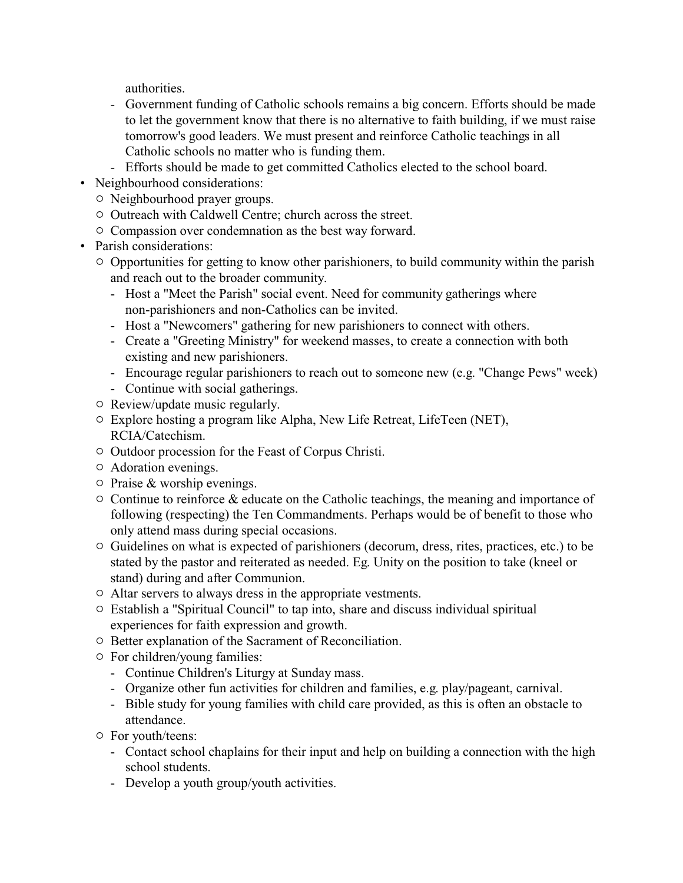authorities.

    - Government funding of Catholic schools remains a big concern. Efforts should be made to let the government know that there is no alternative to faith building, if we must raise tomorrow's good leaders. We must present and reinforce Catholic teachings in all Catholic schools no matter who is funding them.
    - Efforts should be made to get committed Catholics elected to the school board.

- Neighbourhood considerations:
  - Neighbourhood prayer groups.
  - Outreach with Caldwell Centre; church across the street.
  - Compassion over condemnation as the best way forward.
- Parish considerations:
  - Opportunities for getting to know other parishioners, to build community within the parish and reach out to the broader community.
    - Host a "Meet the Parish" social event. Need for community gatherings where non-parishioners and non-Catholics can be invited.
    - Host a "Newcomers" gathering for new parishioners to connect with others.
    - Create a "Greeting Ministry" for weekend masses, to create a connection with both existing and new parishioners.
    - Encourage regular parishioners to reach out to someone new (e.g. "Change Pews" week)
    - Continue with social gatherings.
  - Review/update music regularly.
  - Explore hosting a program like Alpha, New Life Retreat, LifeTeen (NET), RCIA/Catechism.
  - Outdoor procession for the Feast of Corpus Christi.
  - Adoration evenings.
  - Praise & worship evenings.
  - Continue to reinforce & educate on the Catholic teachings, the meaning and importance of following (respecting) the Ten Commandments. Perhaps would be of benefit to those who only attend mass during special occasions.
  - Guidelines on what is expected of parishioners (decorum, dress, rites, practices, etc.) to be stated by the pastor and reiterated as needed. Eg. Unity on the position to take (kneel or stand) during and after Communion.
  - Altar servers to always dress in the appropriate vestments.
  - Establish a "Spiritual Council" to tap into, share and discuss individual spiritual experiences for faith expression and growth.
  - Better explanation of the Sacrament of Reconciliation.
  - For children/young families:
    - Continue Children's Liturgy at Sunday mass.
    - Organize other fun activities for children and families, e.g. play/pageant, carnival.
    - Bible study for young families with child care provided, as this is often an obstacle to attendance.
  - For youth/teens:
    - Contact school chaplains for their input and help on building a connection with the high school students.
    - Develop a youth group/youth activities.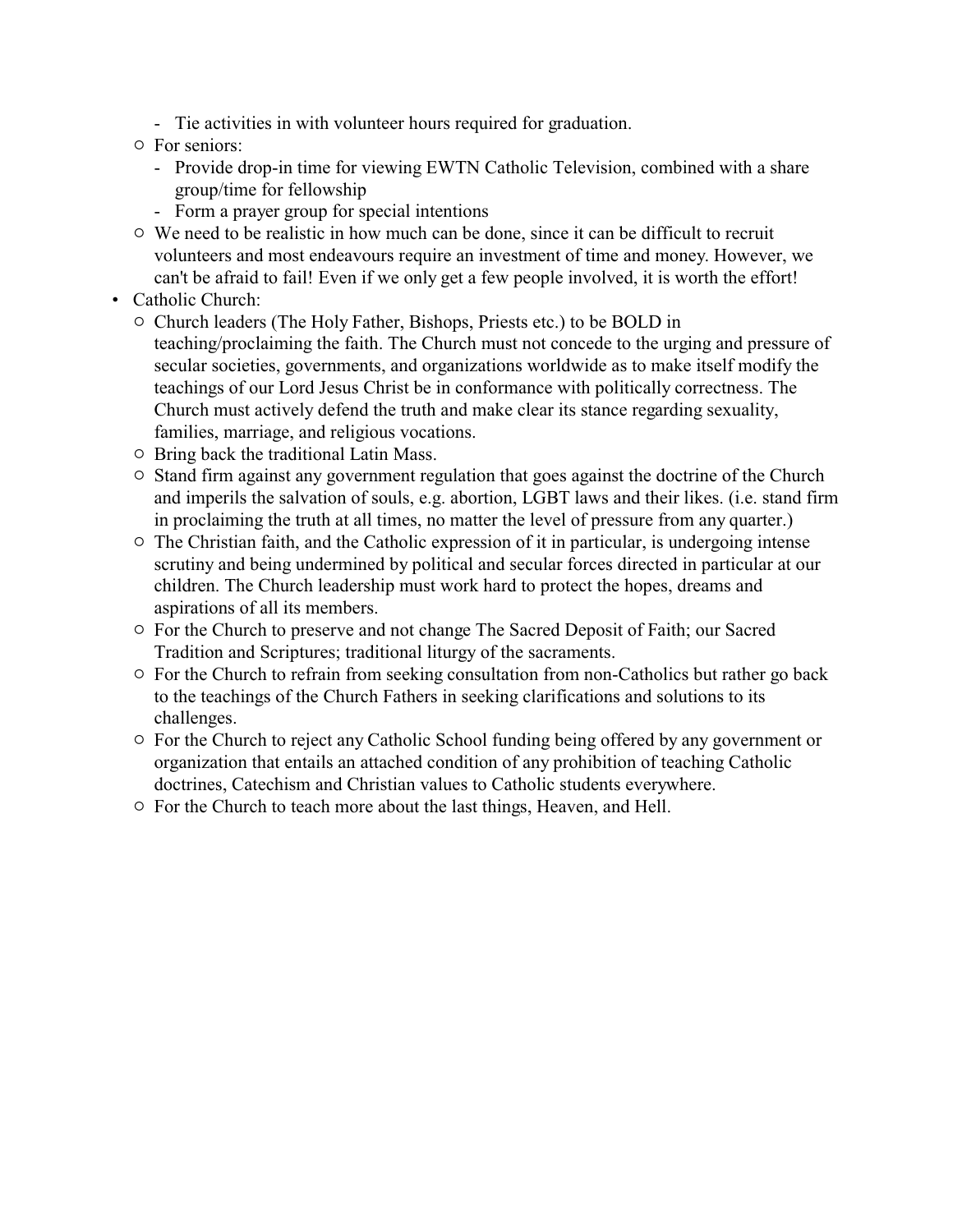- Tie activities in with volunteer hours required for graduation.
    - For seniors:
        - Provide drop-in time for viewing EWTN Catholic Television, combined with a share group/time for fellowship
        - Form a prayer group for special intentions
    - We need to be realistic in how much can be done, since it can be difficult to recruit volunteers and most endeavours require an investment of time and money. However, we can't be afraid to fail! Even if we only get a few people involved, it is worth the effort!
- Catholic Church:
    - Church leaders (The Holy Father, Bishops, Priests etc.) to be BOLD in teaching/proclaiming the faith. The Church must not concede to the urging and pressure of secular societies, governments, and organizations worldwide as to make itself modify the teachings of our Lord Jesus Christ be in conformance with politically correctness. The Church must actively defend the truth and make clear its stance regarding sexuality, families, marriage, and religious vocations.
    - Bring back the traditional Latin Mass.
    - Stand firm against any government regulation that goes against the doctrine of the Church and imperils the salvation of souls, e.g. abortion, LGBT laws and their likes. (i.e. stand firm in proclaiming the truth at all times, no matter the level of pressure from any quarter.)
    - The Christian faith, and the Catholic expression of it in particular, is undergoing intense scrutiny and being undermined by political and secular forces directed in particular at our children. The Church leadership must work hard to protect the hopes, dreams and aspirations of all its members.
    - For the Church to preserve and not change The Sacred Deposit of Faith; our Sacred Tradition and Scriptures; traditional liturgy of the sacraments.
    - For the Church to refrain from seeking consultation from non-Catholics but rather go back to the teachings of the Church Fathers in seeking clarifications and solutions to its challenges.
    - For the Church to reject any Catholic School funding being offered by any government or organization that entails an attached condition of any prohibition of teaching Catholic doctrines, Catechism and Christian values to Catholic students everywhere.
    - For the Church to teach more about the last things, Heaven, and Hell.